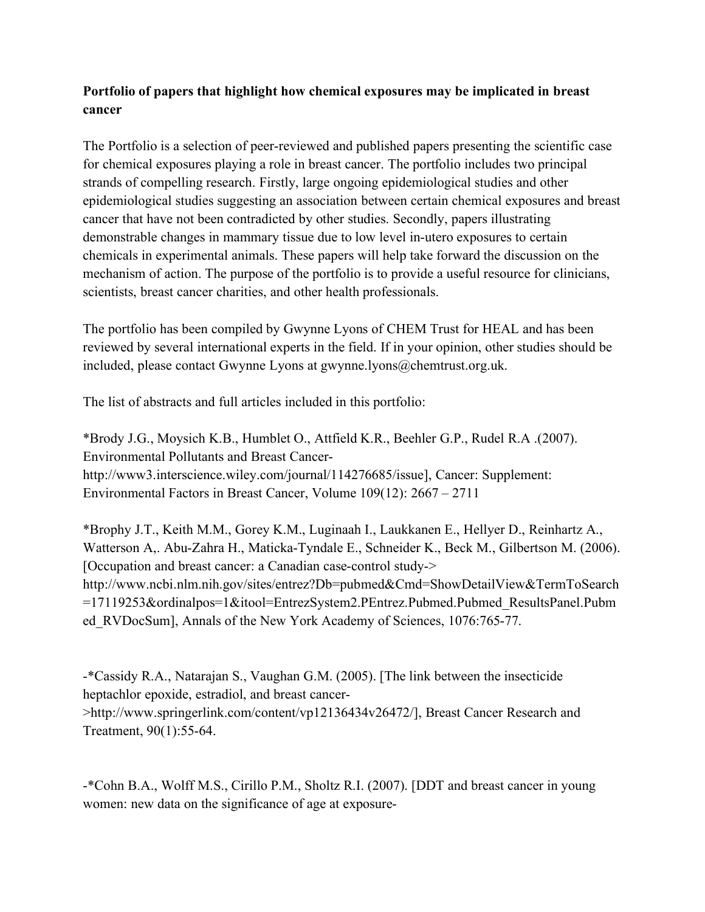**Portfolio of papers that highlight how chemical exposures may be implicated in breast cancer**

The Portfolio is a selection of peer-reviewed and published papers presenting the scientific case for chemical exposures playing a role in breast cancer. The portfolio includes two principal strands of compelling research. Firstly, large ongoing epidemiological studies and other epidemiological studies suggesting an association between certain chemical exposures and breast cancer that have not been contradicted by other studies. Secondly, papers illustrating demonstrable changes in mammary tissue due to low level in-utero exposures to certain chemicals in experimental animals. These papers will help take forward the discussion on the mechanism of action. The purpose of the portfolio is to provide a useful resource for clinicians, scientists, breast cancer charities, and other health professionals.

The portfolio has been compiled by Gwynne Lyons of CHEM Trust for HEAL and has been reviewed by several international experts in the field. If in your opinion, other studies should be included, please contact Gwynne Lyons at gwynne.lyons@chemtrust.org.uk.

The list of abstracts and full articles included in this portfolio:

*Brody J.G., Moysich K.B., Humblet O., Attfield K.R., Beehler G.P., Rudel R.A .(2007). Environmental Pollutants and Breast Cancer-http://www3.interscience.wiley.com/journal/114276685/issue], Cancer: Supplement: Environmental Factors in Breast Cancer, Volume 109(12): 2667 – 2711

*Brophy J.T., Keith M.M., Gorey K.M., Luginaah I., Laukkanen E., Hellyer D., Reinhartz A., Watterson A,. Abu-Zahra H., Maticka-Tyndale E., Schneider K., Beck M., Gilbertson M. (2006). [Occupation and breast cancer: a Canadian case-control study->http://www.ncbi.nlm.nih.gov/sites/entrez?Db=pubmed&Cmd=ShowDetailView&TermToSearch=17119253&ordinalpos=1&itool=EntrezSystem2.PEntrez.Pubmed.Pubmed_ResultsPanel.Pubmed_RVDocSum], Annals of the New York Academy of Sciences, 1076:765-77.

-*Cassidy R.A., Natarajan S., Vaughan G.M. (2005). [The link between the insecticide heptachlor epoxide, estradiol, and breast cancer->http://www.springerlink.com/content/vp12136434v26472/], Breast Cancer Research and Treatment, 90(1):55-64.

-*Cohn B.A., Wolff M.S., Cirillo P.M., Sholtz R.I. (2007). [DDT and breast cancer in young women: new data on the significance of age at exposure-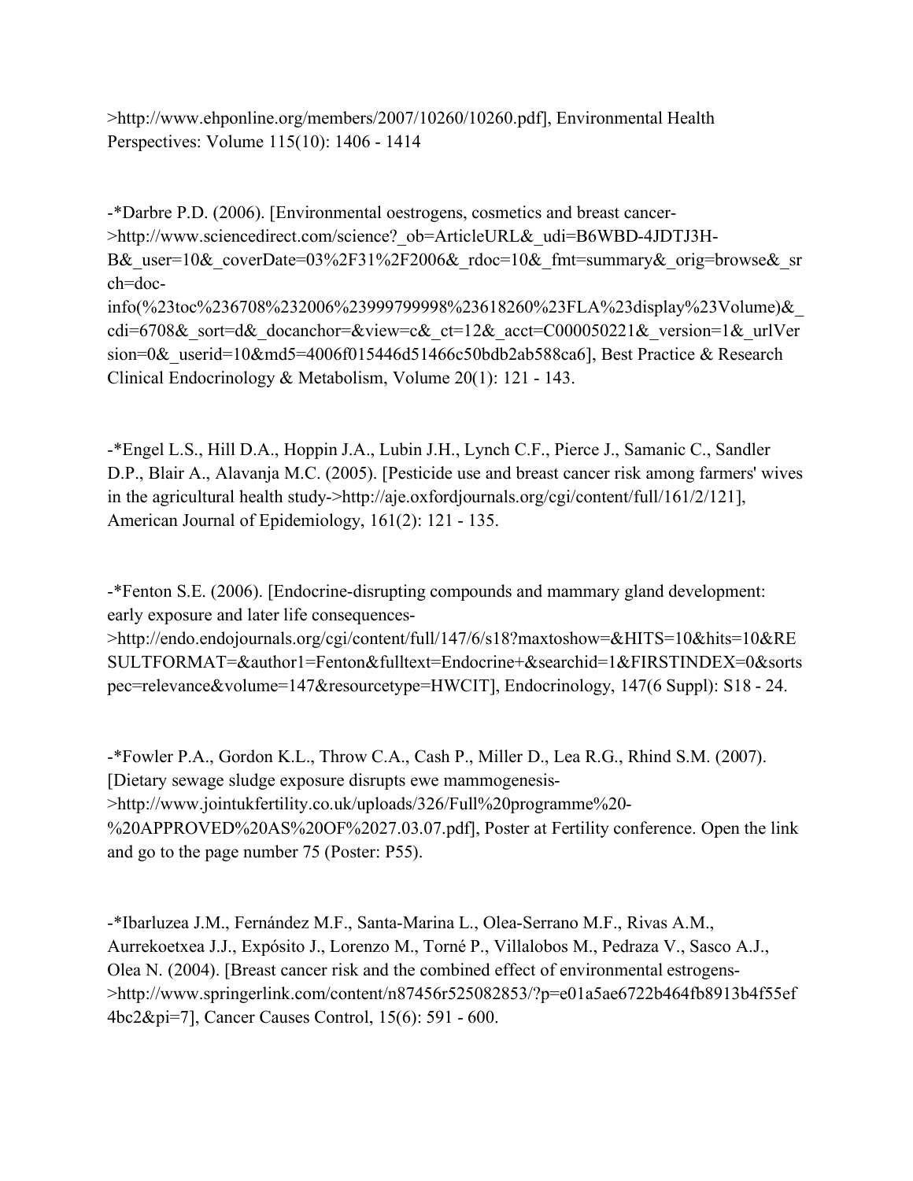>http://www.ehponline.org/members/2007/10260/10260.pdf], Environmental Health Perspectives: Volume 115(10): 1406 - 1414

-*Darbre P.D. (2006). [Environmental oestrogens, cosmetics and breast cancer->http://www.sciencedirect.com/science?_ob=ArticleURL&_udi=B6WBD-4JDTJ3H-B&_user=10&_coverDate=03%2F31%2F2006&_rdoc=10&_fmt=summary&_orig=browse&_srch=doc-info(%23toc%236708%232006%23999799998%23618260%23FLA%23display%23Volume)&_cdi=6708&_sort=d&_docanchor=&view=c&_ct=12&_acct=C000050221&_version=1&_urlVersion=0&_userid=10&md5=4006f015446d51466c50bdb2ab588ca6], Best Practice & Research Clinical Endocrinology & Metabolism, Volume 20(1): 121 - 143.

-*Engel L.S., Hill D.A., Hoppin J.A., Lubin J.H., Lynch C.F., Pierce J., Samanic C., Sandler D.P., Blair A., Alavanja M.C. (2005). [Pesticide use and breast cancer risk among farmers' wives in the agricultural health study->http://aje.oxfordjournals.org/cgi/content/full/161/2/121], American Journal of Epidemiology, 161(2): 121 - 135.

-*Fenton S.E. (2006). [Endocrine-disrupting compounds and mammary gland development: early exposure and later life consequences->http://endo.endojournals.org/cgi/content/full/147/6/s18?maxtoshow=&HITS=10&hits=10&RESULTFORMAT=&author1=Fenton&fulltext=Endocrine+&searchid=1&FIRSTINDEX=0&sortspec=relevance&volume=147&resourcetype=HWCIT], Endocrinology, 147(6 Suppl): S18 - 24.

-*Fowler P.A., Gordon K.L., Throw C.A., Cash P., Miller D., Lea R.G., Rhind S.M. (2007). [Dietary sewage sludge exposure disrupts ewe mammogenesis->http://www.jointukfertility.co.uk/uploads/326/Full%20programme%20-%20APPROVED%20AS%20OF%2027.03.07.pdf], Poster at Fertility conference. Open the link and go to the page number 75 (Poster: P55).

-*Ibarluzea J.M., Fernández M.F., Santa-Marina L., Olea-Serrano M.F., Rivas A.M., Aurrekoetxea J.J., Expósito J., Lorenzo M., Torné P., Villalobos M., Pedraza V., Sasco A.J., Olea N. (2004). [Breast cancer risk and the combined effect of environmental estrogens->http://www.springerlink.com/content/n87456r525082853/?p=e01a5ae6722b464fb8913b4f55ef4bc2&pi=7], Cancer Causes Control, 15(6): 591 - 600.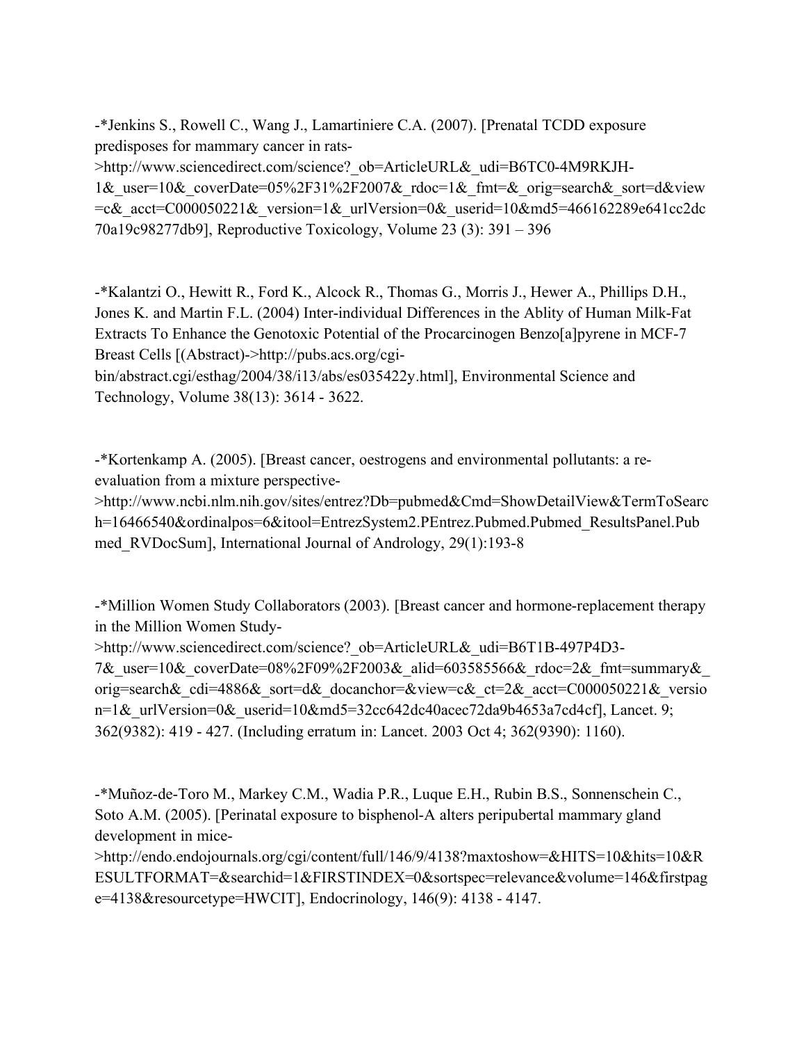-*Jenkins S., Rowell C., Wang J., Lamartiniere C.A. (2007). [Prenatal TCDD exposure predisposes for mammary cancer in rats->http://www.sciencedirect.com/science?_ob=ArticleURL&_udi=B6TC0-4M9RKJH-1&_user=10&_coverDate=05%2F31%2F2007&_rdoc=1&_fmt=&_orig=search&_sort=d&view=c&_acct=C000050221&_version=1&_urlVersion=0&_userid=10&md5=466162289e641cc2dc70a19c98277db9], Reproductive Toxicology, Volume 23 (3): 391 – 396

-*Kalantzi O., Hewitt R., Ford K., Alcock R., Thomas G., Morris J., Hewer A., Phillips D.H., Jones K. and Martin F.L. (2004) Inter-individual Differences in the Ablity of Human Milk-Fat Extracts To Enhance the Genotoxic Potential of the Procarcinogen Benzo[a]pyrene in MCF-7 Breast Cells [(Abstract)->http://pubs.acs.org/cgi-bin/abstract.cgi/esthag/2004/38/i13/abs/es035422y.html], Environmental Science and Technology, Volume 38(13): 3614 - 3622.

-*Kortenkamp A. (2005). [Breast cancer, oestrogens and environmental pollutants: a re-evaluation from a mixture perspective->http://www.ncbi.nlm.nih.gov/sites/entrez?Db=pubmed&Cmd=ShowDetailView&TermToSearch=16466540&ordinalpos=6&itool=EntrezSystem2.PEntrez.Pubmed.Pubmed_ResultsPanel.Pubmed_RVDocSum], International Journal of Andrology, 29(1):193-8

-*Million Women Study Collaborators (2003). [Breast cancer and hormone-replacement therapy in the Million Women Study->http://www.sciencedirect.com/science?_ob=ArticleURL&_udi=B6T1B-497P4D3-7&_user=10&_coverDate=08%2F09%2F2003&_alid=603585566&_rdoc=2&_fmt=summary&_orig=search&_cdi=4886&_sort=d&_docanchor=&view=c&_ct=2&_acct=C000050221&_version=1&_urlVersion=0&_userid=10&md5=32cc642dc40acec72da9b4653a7cd4cf], Lancet. 9; 362(9382): 419 - 427. (Including erratum in: Lancet. 2003 Oct 4; 362(9390): 1160).

-*Muñoz-de-Toro M., Markey C.M., Wadia P.R., Luque E.H., Rubin B.S., Sonnenschein C., Soto A.M. (2005). [Perinatal exposure to bisphenol-A alters peripubertal mammary gland development in mice->http://endo.endojournals.org/cgi/content/full/146/9/4138?maxtoshow=&HITS=10&hits=10&RESULTFORMAT=&searchid=1&FIRSTINDEX=0&sortspec=relevance&volume=146&firstpage=4138&resourcetype=HWCIT], Endocrinology, 146(9): 4138 - 4147.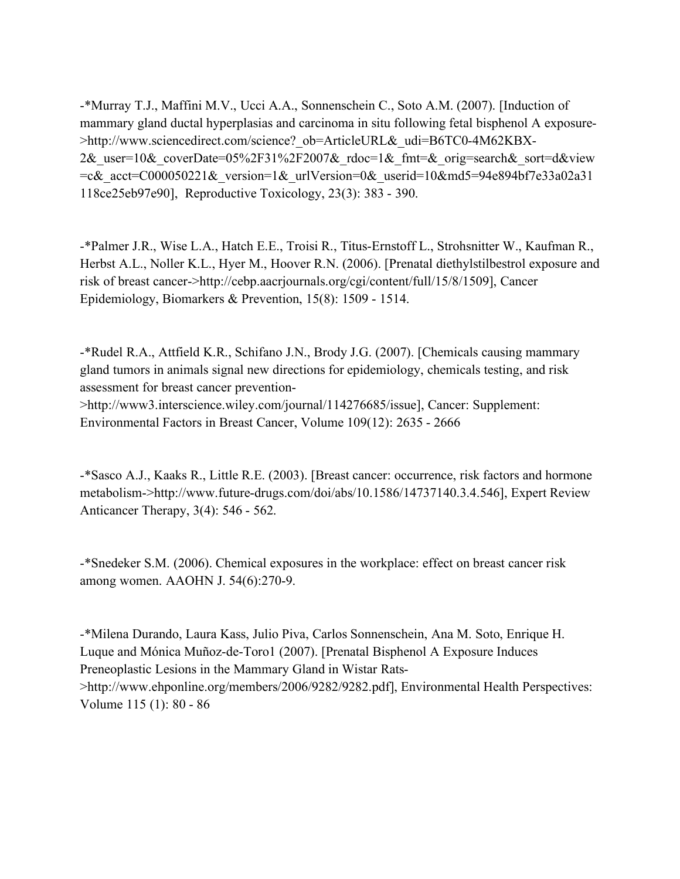-*Murray T.J., Maffini M.V., Ucci A.A., Sonnenschein C., Soto A.M. (2007). [Induction of mammary gland ductal hyperplasias and carcinoma in situ following fetal bisphenol A exposure->http://www.sciencedirect.com/science?_ob=ArticleURL&_udi=B6TC0-4M62KBX-2&_user=10&_coverDate=05%2F31%2F2007&_rdoc=1&_fmt=&_orig=search&_sort=d&view=c&_acct=C000050221&_version=1&_urlVersion=0&_userid=10&md5=94e894bf7e33a02a31118ce25eb97e90], Reproductive Toxicology, 23(3): 383 - 390.

-*Palmer J.R., Wise L.A., Hatch E.E., Troisi R., Titus-Ernstoff L., Strohsnitter W., Kaufman R., Herbst A.L., Noller K.L., Hyer M., Hoover R.N. (2006). [Prenatal diethylstilbestrol exposure and risk of breast cancer->http://cebp.aacrjournals.org/cgi/content/full/15/8/1509], Cancer Epidemiology, Biomarkers & Prevention, 15(8): 1509 - 1514.

-*Rudel R.A., Attfield K.R., Schifano J.N., Brody J.G. (2007). [Chemicals causing mammary gland tumors in animals signal new directions for epidemiology, chemicals testing, and risk assessment for breast cancer prevention->http://www3.interscience.wiley.com/journal/114276685/issue], Cancer: Supplement: Environmental Factors in Breast Cancer, Volume 109(12): 2635 - 2666

-*Sasco A.J., Kaaks R., Little R.E. (2003). [Breast cancer: occurrence, risk factors and hormone metabolism->http://www.future-drugs.com/doi/abs/10.1586/14737140.3.4.546], Expert Review Anticancer Therapy, 3(4): 546 - 562.

-*Snedeker S.M. (2006). Chemical exposures in the workplace: effect on breast cancer risk among women. AAOHN J. 54(6):270-9.

-*Milena Durando, Laura Kass, Julio Piva, Carlos Sonnenschein, Ana M. Soto, Enrique H. Luque and Mónica Muñoz-de-Toro1 (2007). [Prenatal Bisphenol A Exposure Induces Preneoplastic Lesions in the Mammary Gland in Wistar Rats->http://www.ehponline.org/members/2006/9282/9282.pdf], Environmental Health Perspectives: Volume 115 (1): 80 - 86